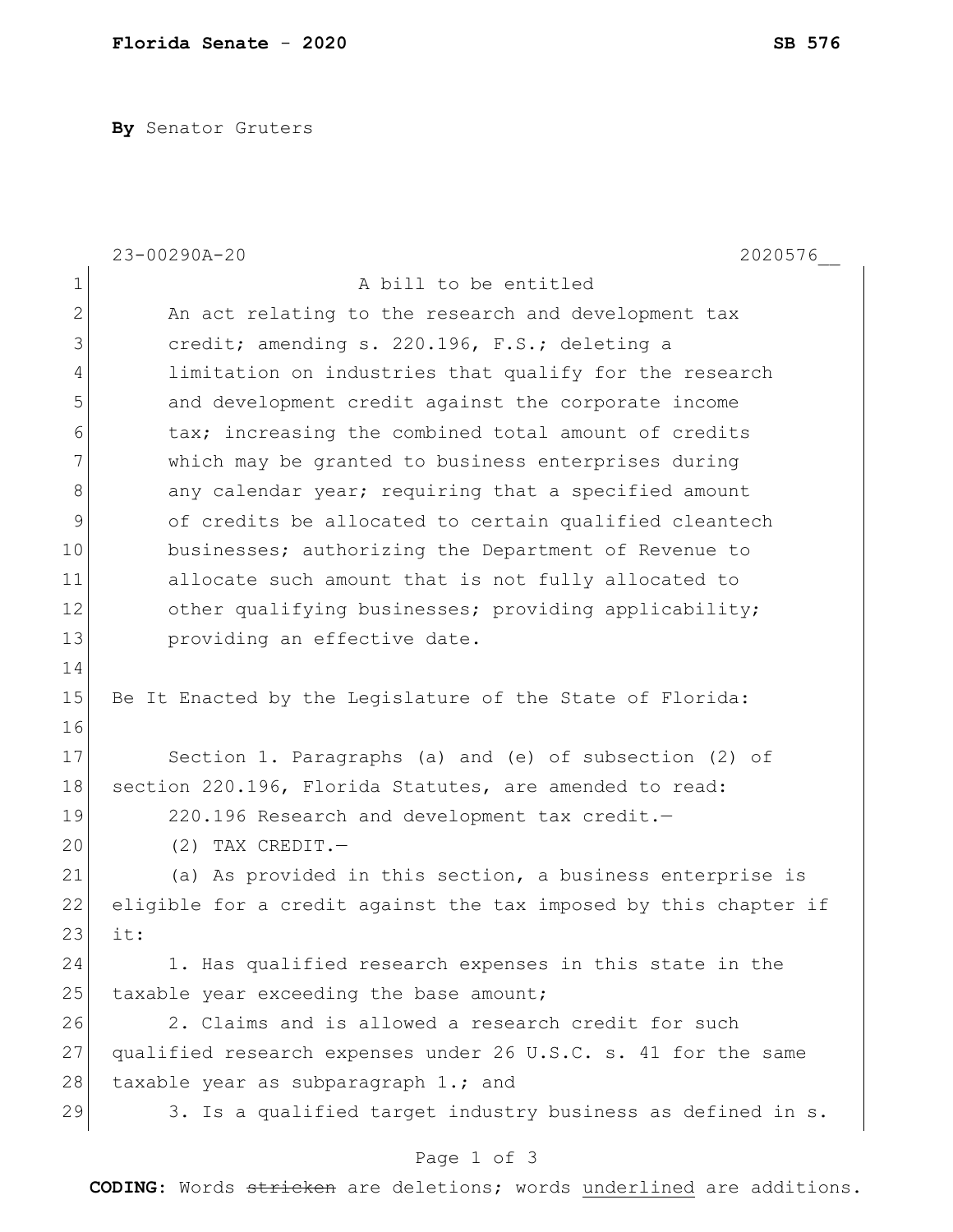**By** Senator Gruters

23-00290A-20 2020576__

A bill to be entitled

An act relating to the research and development tax credit; amending s. 220.196, F.S.; deleting a limitation on industries that qualify for the research and development credit against the corporate income tax; increasing the combined total amount of credits which may be granted to business enterprises during any calendar year; requiring that a specified amount of credits be allocated to certain qualified cleantech businesses; authorizing the Department of Revenue to allocate such amount that is not fully allocated to other qualifying businesses; providing applicability; providing an effective date.

Be It Enacted by the Legislature of the State of Florida:

Section 1. Paragraphs (a) and (e) of subsection (2) of section 220.196, Florida Statutes, are amended to read:

220.196 Research and development tax credit.—

(2) TAX CREDIT.—

(a) As provided in this section, a business enterprise is eligible for a credit against the tax imposed by this chapter if it:

1. Has qualified research expenses in this state in the taxable year exceeding the base amount;

2. Claims and is allowed a research credit for such qualified research expenses under 26 U.S.C. s. 41 for the same taxable year as subparagraph 1.; and

3. Is a qualified target industry business as defined in s.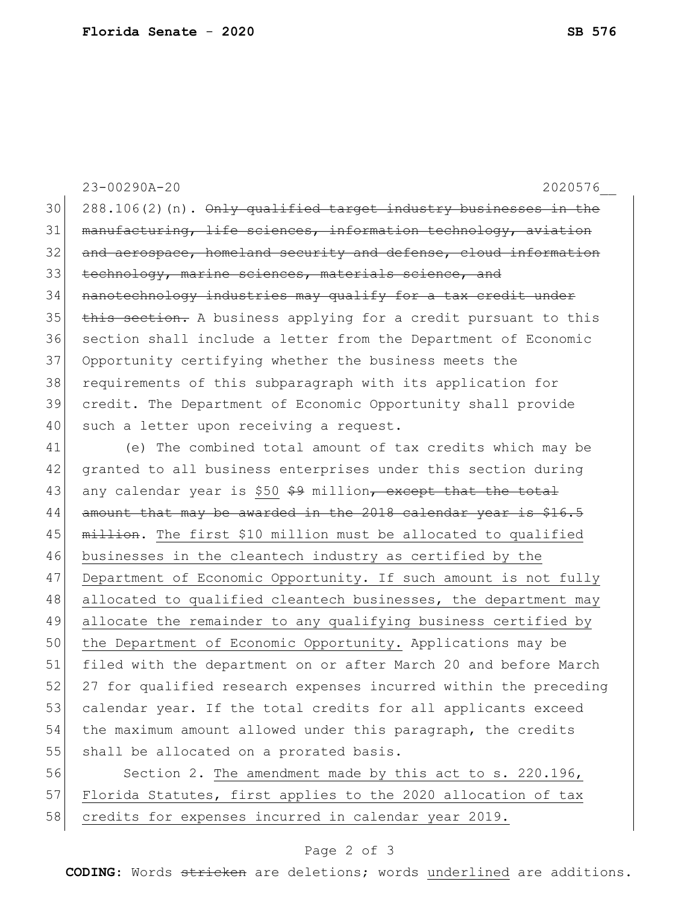23-00290A-20 2020576__

30 288.106(2)(n). ~~Only qualified target industry businesses in the~~
31 ~~manufacturing, life sciences, information technology, aviation~~
32 ~~and aerospace, homeland security and defense, cloud information~~
33 ~~technology, marine sciences, materials science, and~~
34 ~~nanotechnology industries may qualify for a tax credit under~~
35 ~~this section.~~ A business applying for a credit pursuant to this
36 section shall include a letter from the Department of Economic
37 Opportunity certifying whether the business meets the
38 requirements of this subparagraph with its application for
39 credit. The Department of Economic Opportunity shall provide
40 such a letter upon receiving a request.

41 (e) The combined total amount of tax credits which may be
42 granted to all business enterprises under this section during
43 any calendar year is <u>$50</u> ~~$9~~ million~~, except that the total~~
44 ~~amount that may be awarded in the 2018 calendar year is $16.5~~
45 ~~million~~. <u>The first $10 million must be allocated to qualified</u>
46 <u>businesses in the cleantech industry as certified by the</u>
47 <u>Department of Economic Opportunity. If such amount is not fully</u>
48 <u>allocated to qualified cleantech businesses, the department may</u>
49 <u>allocate the remainder to any qualifying business certified by</u>
50 <u>the Department of Economic Opportunity.</u> Applications may be
51 filed with the department on or after March 20 and before March
52 27 for qualified research expenses incurred within the preceding
53 calendar year. If the total credits for all applicants exceed
54 the maximum amount allowed under this paragraph, the credits
55 shall be allocated on a prorated basis.

56 Section 2. <u>The amendment made by this act to s. 220.196,</u>
57 <u>Florida Statutes, first applies to the 2020 allocation of tax</u>
58 <u>credits for expenses incurred in calendar year 2019.</u>

**CODING:** Words ~~stricken~~ are deletions; words <u>underlined</u> are additions.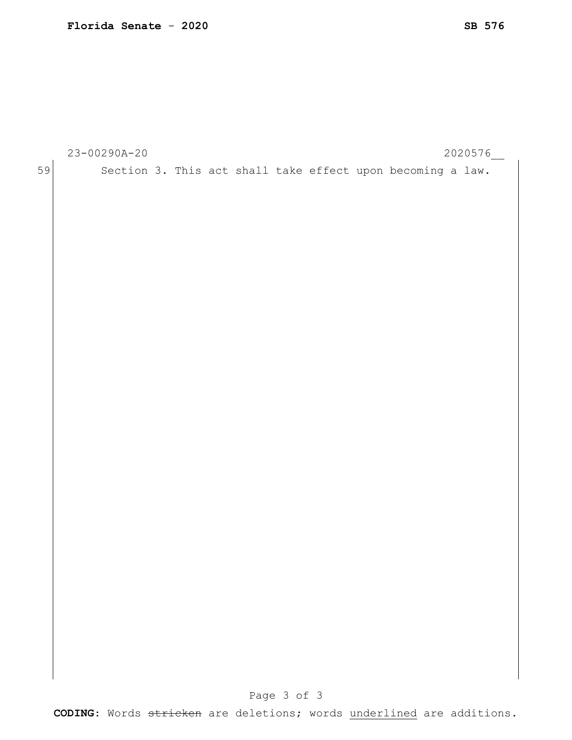23-00290A-20 2020576__

59 Section 3. This act shall take effect upon becoming a law.